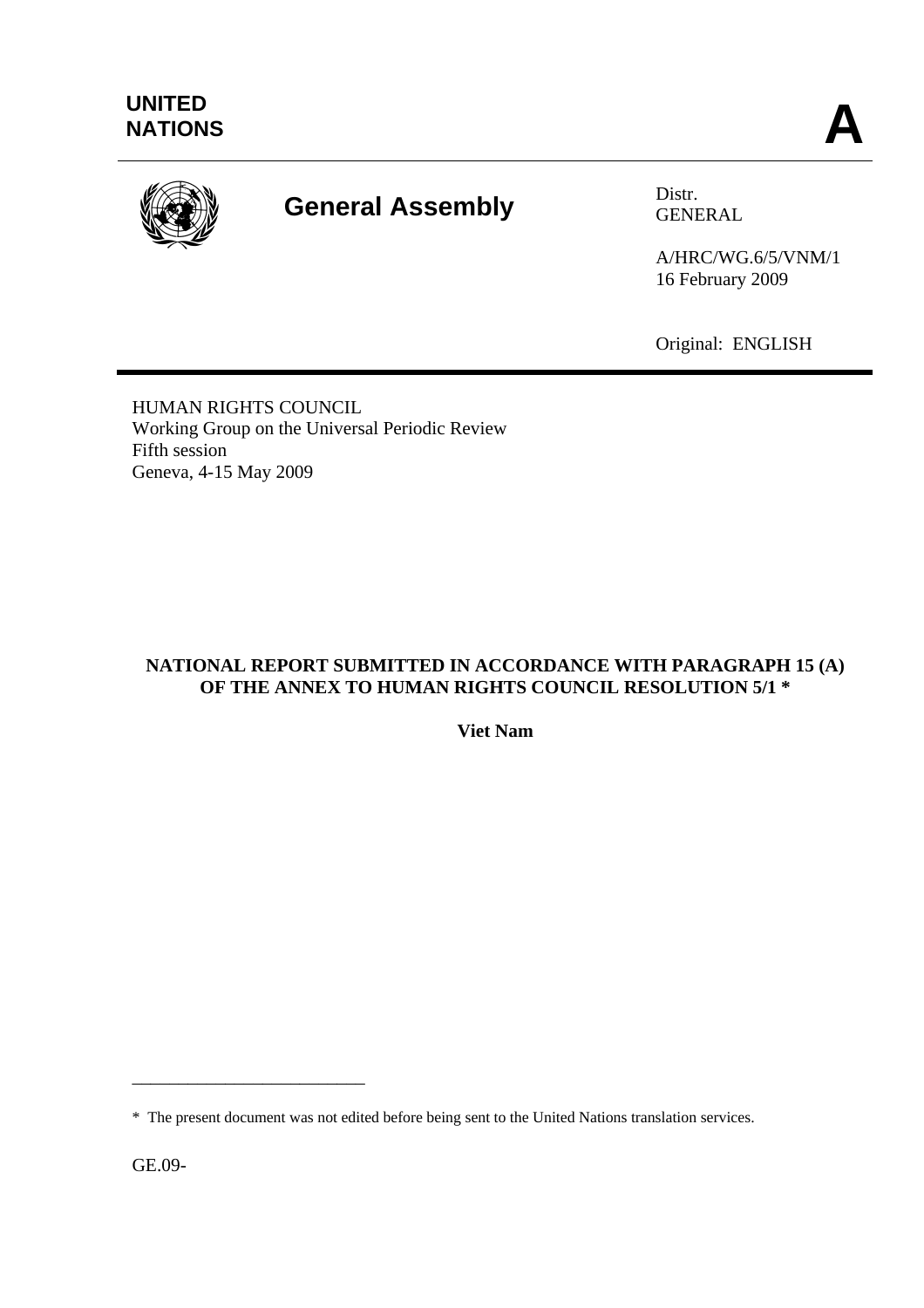UNITED
NATIONS

**A**

**General Assembly**

Distr.
GENERAL

A/HRC/WG.6/5/VNM/1
16 February 2009

Original: ENGLISH

HUMAN RIGHTS COUNCIL
Working Group on the Universal Periodic Review
Fifth session
Geneva, 4-15 May 2009

**NATIONAL REPORT SUBMITTED IN ACCORDANCE WITH PARAGRAPH 15 (A) OF THE ANNEX TO HUMAN RIGHTS COUNCIL RESOLUTION 5/1 ***

**Viet Nam**

\* The present document was not edited before being sent to the United Nations translation services.

GE.09-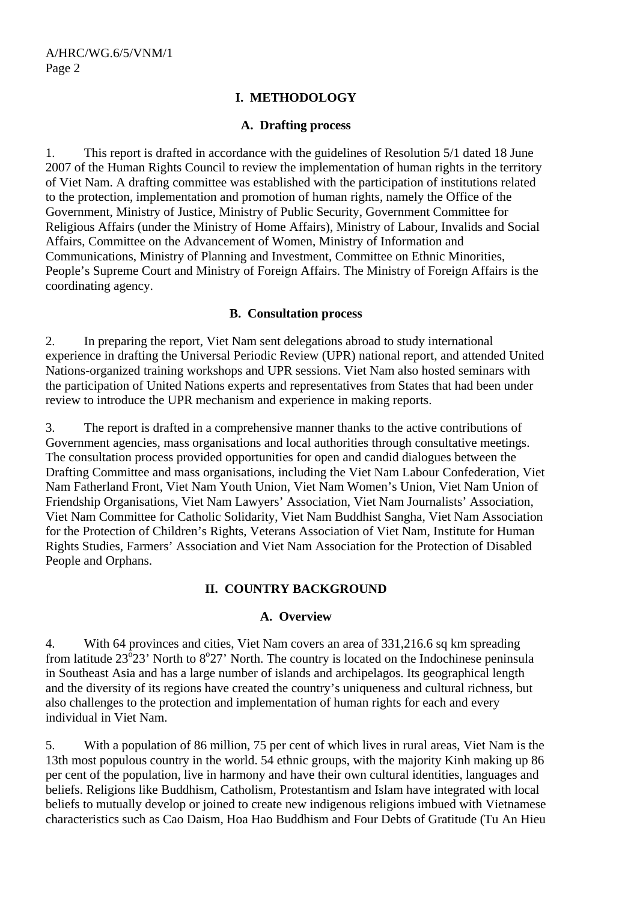## I. METHODOLOGY

### A. Drafting process

1. This report is drafted in accordance with the guidelines of Resolution 5/1 dated 18 June 2007 of the Human Rights Council to review the implementation of human rights in the territory of Viet Nam. A drafting committee was established with the participation of institutions related to the protection, implementation and promotion of human rights, namely the Office of the Government, Ministry of Justice, Ministry of Public Security, Government Committee for Religious Affairs (under the Ministry of Home Affairs), Ministry of Labour, Invalids and Social Affairs, Committee on the Advancement of Women, Ministry of Information and Communications, Ministry of Planning and Investment, Committee on Ethnic Minorities, People's Supreme Court and Ministry of Foreign Affairs. The Ministry of Foreign Affairs is the coordinating agency.

### B. Consultation process

2. In preparing the report, Viet Nam sent delegations abroad to study international experience in drafting the Universal Periodic Review (UPR) national report, and attended United Nations-organized training workshops and UPR sessions. Viet Nam also hosted seminars with the participation of United Nations experts and representatives from States that had been under review to introduce the UPR mechanism and experience in making reports.

3. The report is drafted in a comprehensive manner thanks to the active contributions of Government agencies, mass organisations and local authorities through consultative meetings. The consultation process provided opportunities for open and candid dialogues between the Drafting Committee and mass organisations, including the Viet Nam Labour Confederation, Viet Nam Fatherland Front, Viet Nam Youth Union, Viet Nam Women's Union, Viet Nam Union of Friendship Organisations, Viet Nam Lawyers' Association, Viet Nam Journalists' Association, Viet Nam Committee for Catholic Solidarity, Viet Nam Buddhist Sangha, Viet Nam Association for the Protection of Children's Rights, Veterans Association of Viet Nam, Institute for Human Rights Studies, Farmers' Association and Viet Nam Association for the Protection of Disabled People and Orphans.

## II. COUNTRY BACKGROUND

### A. Overview

4. With 64 provinces and cities, Viet Nam covers an area of 331,216.6 sq km spreading from latitude 23°23' North to 8°27' North. The country is located on the Indochinese peninsula in Southeast Asia and has a large number of islands and archipelagos. Its geographical length and the diversity of its regions have created the country's uniqueness and cultural richness, but also challenges to the protection and implementation of human rights for each and every individual in Viet Nam.

5. With a population of 86 million, 75 per cent of which lives in rural areas, Viet Nam is the 13th most populous country in the world. 54 ethnic groups, with the majority Kinh making up 86 per cent of the population, live in harmony and have their own cultural identities, languages and beliefs. Religions like Buddhism, Catholism, Protestantism and Islam have integrated with local beliefs to mutually develop or joined to create new indigenous religions imbued with Vietnamese characteristics such as Cao Daism, Hoa Hao Buddhism and Four Debts of Gratitude (Tu An Hieu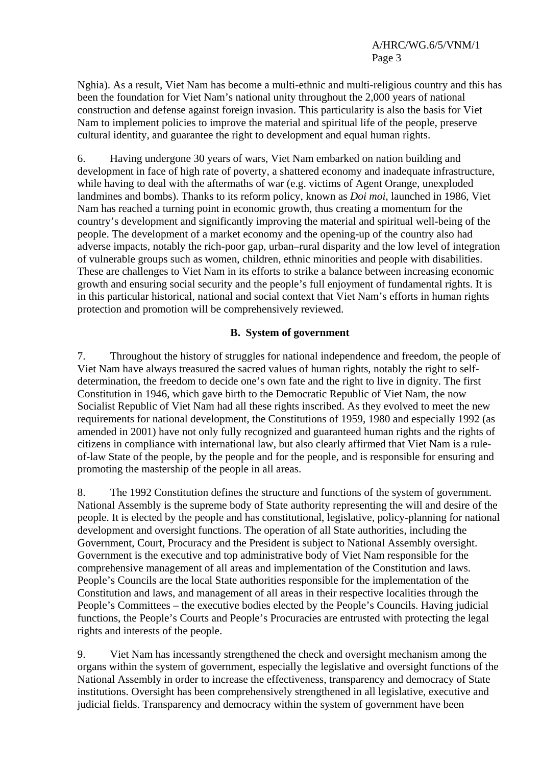Nghia). As a result, Viet Nam has become a multi-ethnic and multi-religious country and this has been the foundation for Viet Nam's national unity throughout the 2,000 years of national construction and defense against foreign invasion. This particularity is also the basis for Viet Nam to implement policies to improve the material and spiritual life of the people, preserve cultural identity, and guarantee the right to development and equal human rights.

6. Having undergone 30 years of wars, Viet Nam embarked on nation building and development in face of high rate of poverty, a shattered economy and inadequate infrastructure, while having to deal with the aftermaths of war (e.g. victims of Agent Orange, unexploded landmines and bombs). Thanks to its reform policy, known as *Doi moi*, launched in 1986, Viet Nam has reached a turning point in economic growth, thus creating a momentum for the country's development and significantly improving the material and spiritual well-being of the people. The development of a market economy and the opening-up of the country also had adverse impacts, notably the rich-poor gap, urban–rural disparity and the low level of integration of vulnerable groups such as women, children, ethnic minorities and people with disabilities. These are challenges to Viet Nam in its efforts to strike a balance between increasing economic growth and ensuring social security and the people's full enjoyment of fundamental rights. It is in this particular historical, national and social context that Viet Nam's efforts in human rights protection and promotion will be comprehensively reviewed.

### B. System of government

7. Throughout the history of struggles for national independence and freedom, the people of Viet Nam have always treasured the sacred values of human rights, notably the right to self-determination, the freedom to decide one's own fate and the right to live in dignity. The first Constitution in 1946, which gave birth to the Democratic Republic of Viet Nam, the now Socialist Republic of Viet Nam had all these rights inscribed. As they evolved to meet the new requirements for national development, the Constitutions of 1959, 1980 and especially 1992 (as amended in 2001) have not only fully recognized and guaranteed human rights and the rights of citizens in compliance with international law, but also clearly affirmed that Viet Nam is a rule-of-law State of the people, by the people and for the people, and is responsible for ensuring and promoting the mastership of the people in all areas.

8. The 1992 Constitution defines the structure and functions of the system of government. National Assembly is the supreme body of State authority representing the will and desire of the people. It is elected by the people and has constitutional, legislative, policy-planning for national development and oversight functions. The operation of all State authorities, including the Government, Court, Procuracy and the President is subject to National Assembly oversight. Government is the executive and top administrative body of Viet Nam responsible for the comprehensive management of all areas and implementation of the Constitution and laws. People's Councils are the local State authorities responsible for the implementation of the Constitution and laws, and management of all areas in their respective localities through the People's Committees – the executive bodies elected by the People's Councils. Having judicial functions, the People's Courts and People's Procuracies are entrusted with protecting the legal rights and interests of the people.

9. Viet Nam has incessantly strengthened the check and oversight mechanism among the organs within the system of government, especially the legislative and oversight functions of the National Assembly in order to increase the effectiveness, transparency and democracy of State institutions. Oversight has been comprehensively strengthened in all legislative, executive and judicial fields. Transparency and democracy within the system of government have been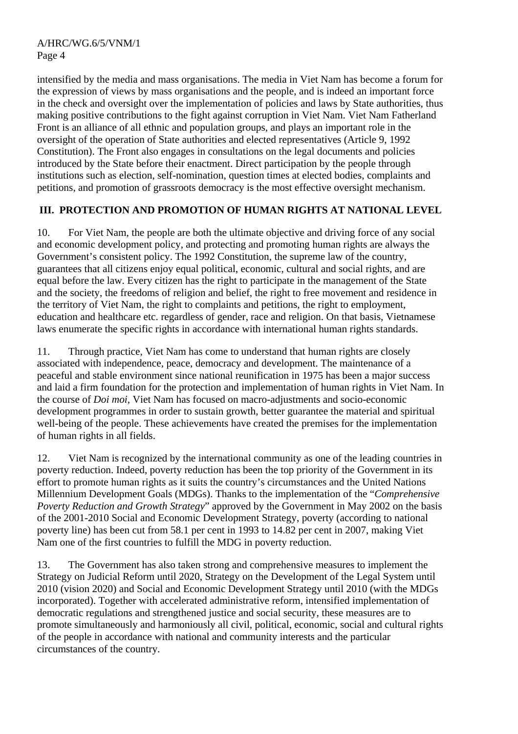intensified by the media and mass organisations. The media in Viet Nam has become a forum for the expression of views by mass organisations and the people, and is indeed an important force in the check and oversight over the implementation of policies and laws by State authorities, thus making positive contributions to the fight against corruption in Viet Nam. Viet Nam Fatherland Front is an alliance of all ethnic and population groups, and plays an important role in the oversight of the operation of State authorities and elected representatives (Article 9, 1992 Constitution). The Front also engages in consultations on the legal documents and policies introduced by the State before their enactment. Direct participation by the people through institutions such as election, self-nomination, question times at elected bodies, complaints and petitions, and promotion of grassroots democracy is the most effective oversight mechanism.

## III. PROTECTION AND PROMOTION OF HUMAN RIGHTS AT NATIONAL LEVEL

10. For Viet Nam, the people are both the ultimate objective and driving force of any social and economic development policy, and protecting and promoting human rights are always the Government's consistent policy. The 1992 Constitution, the supreme law of the country, guarantees that all citizens enjoy equal political, economic, cultural and social rights, and are equal before the law. Every citizen has the right to participate in the management of the State and the society, the freedoms of religion and belief, the right to free movement and residence in the territory of Viet Nam, the right to complaints and petitions, the right to employment, education and healthcare etc. regardless of gender, race and religion. On that basis, Vietnamese laws enumerate the specific rights in accordance with international human rights standards.

11. Through practice, Viet Nam has come to understand that human rights are closely associated with independence, peace, democracy and development. The maintenance of a peaceful and stable environment since national reunification in 1975 has been a major success and laid a firm foundation for the protection and implementation of human rights in Viet Nam. In the course of *Doi moi*, Viet Nam has focused on macro-adjustments and socio-economic development programmes in order to sustain growth, better guarantee the material and spiritual well-being of the people. These achievements have created the premises for the implementation of human rights in all fields.

12. Viet Nam is recognized by the international community as one of the leading countries in poverty reduction. Indeed, poverty reduction has been the top priority of the Government in its effort to promote human rights as it suits the country's circumstances and the United Nations Millennium Development Goals (MDGs). Thanks to the implementation of the "*Comprehensive Poverty Reduction and Growth Strategy*" approved by the Government in May 2002 on the basis of the 2001-2010 Social and Economic Development Strategy, poverty (according to national poverty line) has been cut from 58.1 per cent in 1993 to 14.82 per cent in 2007, making Viet Nam one of the first countries to fulfill the MDG in poverty reduction.

13. The Government has also taken strong and comprehensive measures to implement the Strategy on Judicial Reform until 2020, Strategy on the Development of the Legal System until 2010 (vision 2020) and Social and Economic Development Strategy until 2010 (with the MDGs incorporated). Together with accelerated administrative reform, intensified implementation of democratic regulations and strengthened justice and social security, these measures are to promote simultaneously and harmoniously all civil, political, economic, social and cultural rights of the people in accordance with national and community interests and the particular circumstances of the country.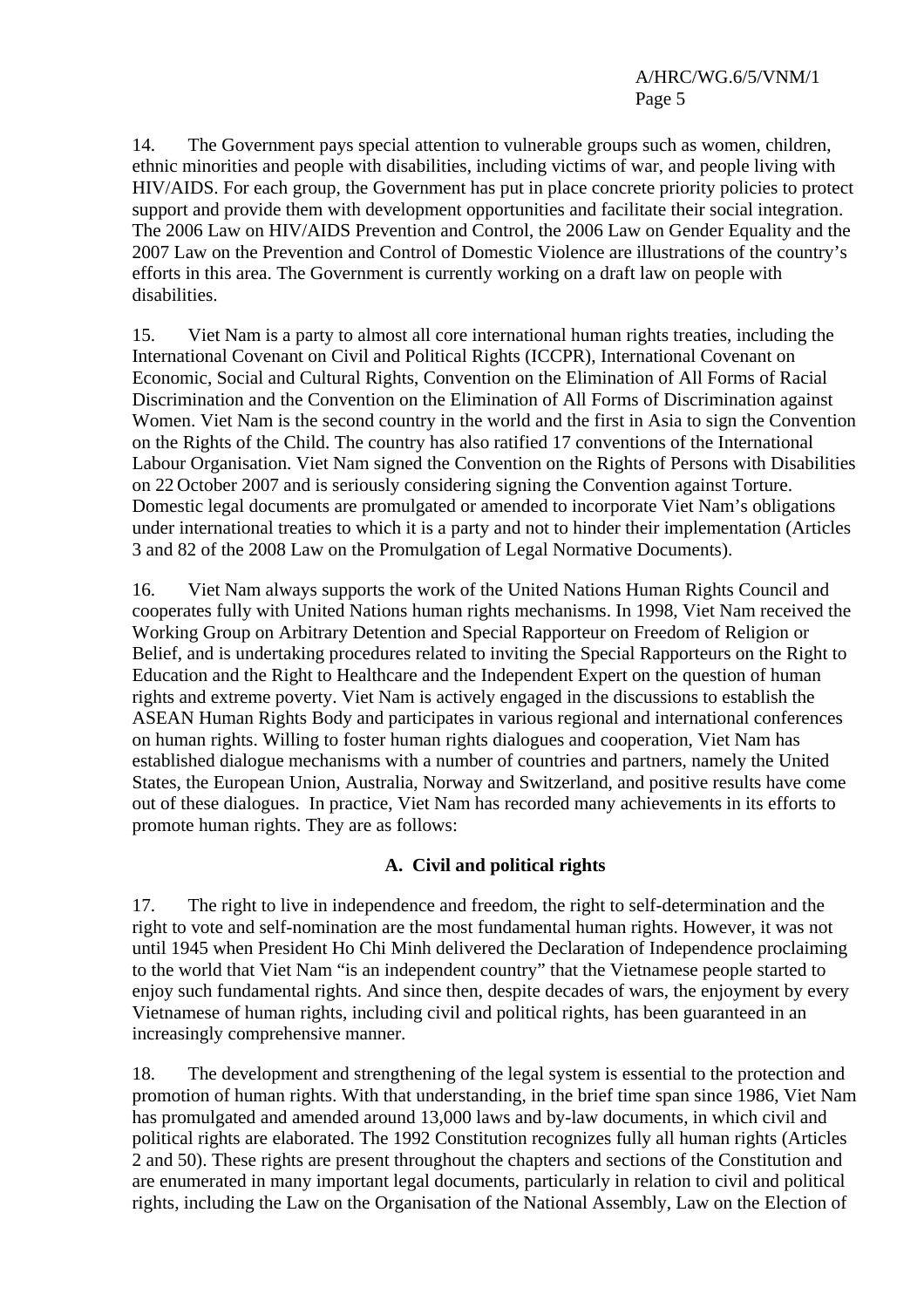14. The Government pays special attention to vulnerable groups such as women, children, ethnic minorities and people with disabilities, including victims of war, and people living with HIV/AIDS. For each group, the Government has put in place concrete priority policies to protect support and provide them with development opportunities and facilitate their social integration. The 2006 Law on HIV/AIDS Prevention and Control, the 2006 Law on Gender Equality and the 2007 Law on the Prevention and Control of Domestic Violence are illustrations of the country's efforts in this area. The Government is currently working on a draft law on people with disabilities.

15. Viet Nam is a party to almost all core international human rights treaties, including the International Covenant on Civil and Political Rights (ICCPR), International Covenant on Economic, Social and Cultural Rights, Convention on the Elimination of All Forms of Racial Discrimination and the Convention on the Elimination of All Forms of Discrimination against Women. Viet Nam is the second country in the world and the first in Asia to sign the Convention on the Rights of the Child. The country has also ratified 17 conventions of the International Labour Organisation. Viet Nam signed the Convention on the Rights of Persons with Disabilities on 22 October 2007 and is seriously considering signing the Convention against Torture. Domestic legal documents are promulgated or amended to incorporate Viet Nam's obligations under international treaties to which it is a party and not to hinder their implementation (Articles 3 and 82 of the 2008 Law on the Promulgation of Legal Normative Documents).

16. Viet Nam always supports the work of the United Nations Human Rights Council and cooperates fully with United Nations human rights mechanisms. In 1998, Viet Nam received the Working Group on Arbitrary Detention and Special Rapporteur on Freedom of Religion or Belief, and is undertaking procedures related to inviting the Special Rapporteurs on the Right to Education and the Right to Healthcare and the Independent Expert on the question of human rights and extreme poverty. Viet Nam is actively engaged in the discussions to establish the ASEAN Human Rights Body and participates in various regional and international conferences on human rights. Willing to foster human rights dialogues and cooperation, Viet Nam has established dialogue mechanisms with a number of countries and partners, namely the United States, the European Union, Australia, Norway and Switzerland, and positive results have come out of these dialogues. In practice, Viet Nam has recorded many achievements in its efforts to promote human rights. They are as follows:

## A. Civil and political rights

17. The right to live in independence and freedom, the right to self-determination and the right to vote and self-nomination are the most fundamental human rights. However, it was not until 1945 when President Ho Chi Minh delivered the Declaration of Independence proclaiming to the world that Viet Nam "is an independent country" that the Vietnamese people started to enjoy such fundamental rights. And since then, despite decades of wars, the enjoyment by every Vietnamese of human rights, including civil and political rights, has been guaranteed in an increasingly comprehensive manner.

18. The development and strengthening of the legal system is essential to the protection and promotion of human rights. With that understanding, in the brief time span since 1986, Viet Nam has promulgated and amended around 13,000 laws and by-law documents, in which civil and political rights are elaborated. The 1992 Constitution recognizes fully all human rights (Articles 2 and 50). These rights are present throughout the chapters and sections of the Constitution and are enumerated in many important legal documents, particularly in relation to civil and political rights, including the Law on the Organisation of the National Assembly, Law on the Election of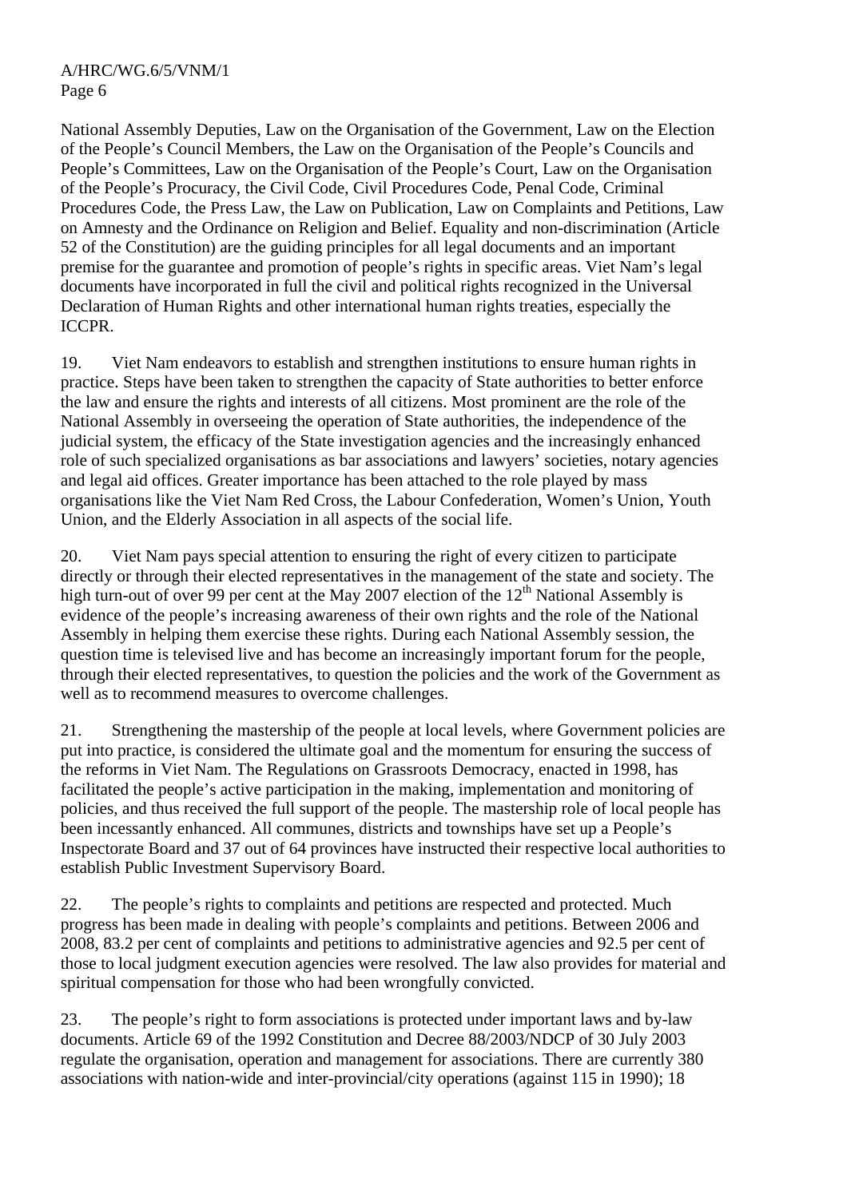National Assembly Deputies, Law on the Organisation of the Government, Law on the Election of the People's Council Members, the Law on the Organisation of the People's Councils and People's Committees, Law on the Organisation of the People's Court, Law on the Organisation of the People's Procuracy, the Civil Code, Civil Procedures Code, Penal Code, Criminal Procedures Code, the Press Law, the Law on Publication, Law on Complaints and Petitions, Law on Amnesty and the Ordinance on Religion and Belief. Equality and non-discrimination (Article 52 of the Constitution) are the guiding principles for all legal documents and an important premise for the guarantee and promotion of people's rights in specific areas. Viet Nam's legal documents have incorporated in full the civil and political rights recognized in the Universal Declaration of Human Rights and other international human rights treaties, especially the ICCPR.

19. Viet Nam endeavors to establish and strengthen institutions to ensure human rights in practice. Steps have been taken to strengthen the capacity of State authorities to better enforce the law and ensure the rights and interests of all citizens. Most prominent are the role of the National Assembly in overseeing the operation of State authorities, the independence of the judicial system, the efficacy of the State investigation agencies and the increasingly enhanced role of such specialized organisations as bar associations and lawyers' societies, notary agencies and legal aid offices. Greater importance has been attached to the role played by mass organisations like the Viet Nam Red Cross, the Labour Confederation, Women's Union, Youth Union, and the Elderly Association in all aspects of the social life.

20. Viet Nam pays special attention to ensuring the right of every citizen to participate directly or through their elected representatives in the management of the state and society. The high turn-out of over 99 per cent at the May 2007 election of the 12th National Assembly is evidence of the people's increasing awareness of their own rights and the role of the National Assembly in helping them exercise these rights. During each National Assembly session, the question time is televised live and has become an increasingly important forum for the people, through their elected representatives, to question the policies and the work of the Government as well as to recommend measures to overcome challenges.

21. Strengthening the mastership of the people at local levels, where Government policies are put into practice, is considered the ultimate goal and the momentum for ensuring the success of the reforms in Viet Nam. The Regulations on Grassroots Democracy, enacted in 1998, has facilitated the people's active participation in the making, implementation and monitoring of policies, and thus received the full support of the people. The mastership role of local people has been incessantly enhanced. All communes, districts and townships have set up a People's Inspectorate Board and 37 out of 64 provinces have instructed their respective local authorities to establish Public Investment Supervisory Board.

22. The people's rights to complaints and petitions are respected and protected. Much progress has been made in dealing with people's complaints and petitions. Between 2006 and 2008, 83.2 per cent of complaints and petitions to administrative agencies and 92.5 per cent of those to local judgment execution agencies were resolved. The law also provides for material and spiritual compensation for those who had been wrongfully convicted.

23. The people's right to form associations is protected under important laws and by-law documents. Article 69 of the 1992 Constitution and Decree 88/2003/NDCP of 30 July 2003 regulate the organisation, operation and management for associations. There are currently 380 associations with nation-wide and inter-provincial/city operations (against 115 in 1990); 18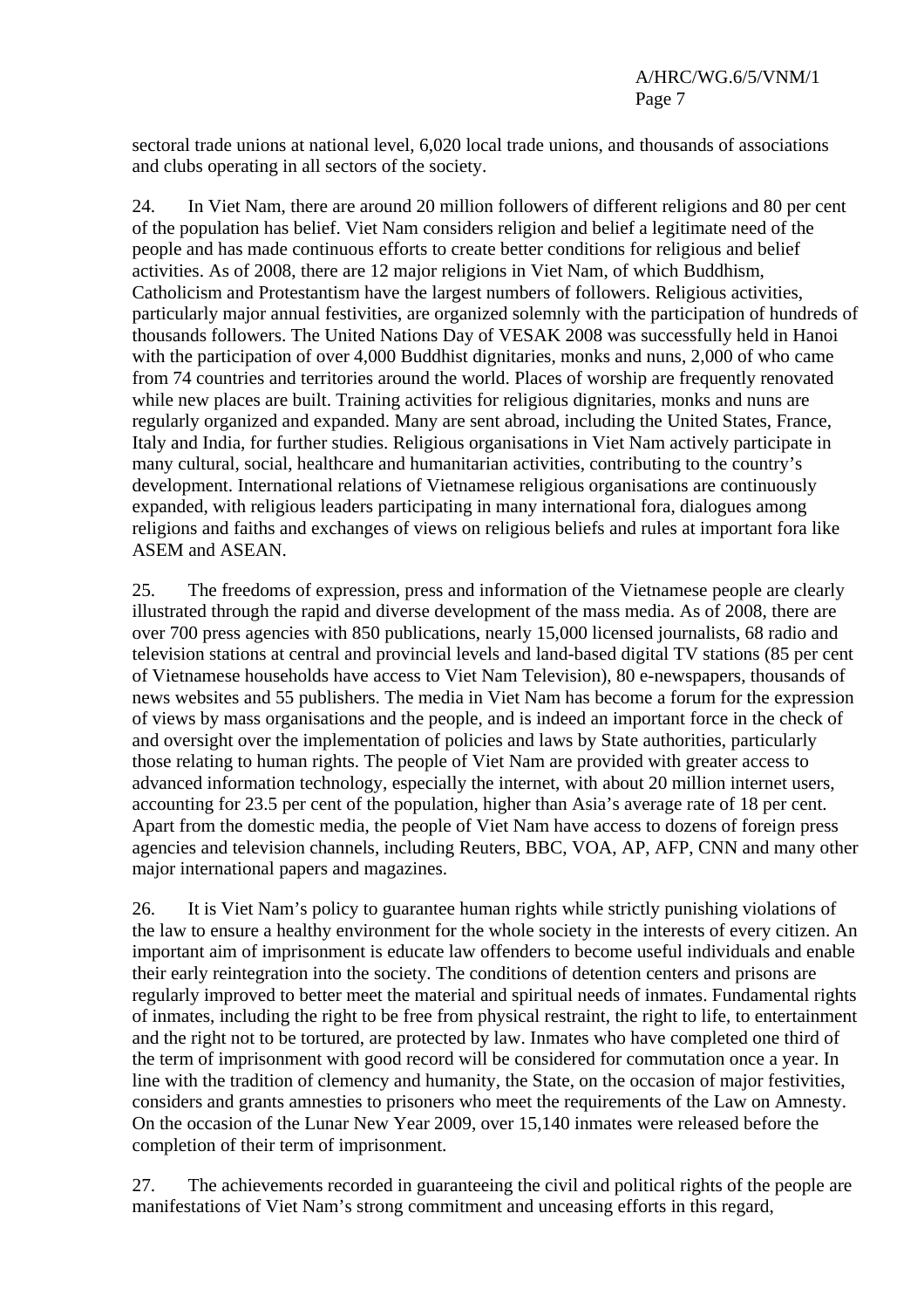sectoral trade unions at national level, 6,020 local trade unions, and thousands of associations and clubs operating in all sectors of the society.

24. In Viet Nam, there are around 20 million followers of different religions and 80 per cent of the population has belief. Viet Nam considers religion and belief a legitimate need of the people and has made continuous efforts to create better conditions for religious and belief activities. As of 2008, there are 12 major religions in Viet Nam, of which Buddhism, Catholicism and Protestantism have the largest numbers of followers. Religious activities, particularly major annual festivities, are organized solemnly with the participation of hundreds of thousands followers. The United Nations Day of VESAK 2008 was successfully held in Hanoi with the participation of over 4,000 Buddhist dignitaries, monks and nuns, 2,000 of who came from 74 countries and territories around the world. Places of worship are frequently renovated while new places are built. Training activities for religious dignitaries, monks and nuns are regularly organized and expanded. Many are sent abroad, including the United States, France, Italy and India, for further studies. Religious organisations in Viet Nam actively participate in many cultural, social, healthcare and humanitarian activities, contributing to the country's development. International relations of Vietnamese religious organisations are continuously expanded, with religious leaders participating in many international fora, dialogues among religions and faiths and exchanges of views on religious beliefs and rules at important fora like ASEM and ASEAN.

25. The freedoms of expression, press and information of the Vietnamese people are clearly illustrated through the rapid and diverse development of the mass media. As of 2008, there are over 700 press agencies with 850 publications, nearly 15,000 licensed journalists, 68 radio and television stations at central and provincial levels and land-based digital TV stations (85 per cent of Vietnamese households have access to Viet Nam Television), 80 e-newspapers, thousands of news websites and 55 publishers. The media in Viet Nam has become a forum for the expression of views by mass organisations and the people, and is indeed an important force in the check of and oversight over the implementation of policies and laws by State authorities, particularly those relating to human rights. The people of Viet Nam are provided with greater access to advanced information technology, especially the internet, with about 20 million internet users, accounting for 23.5 per cent of the population, higher than Asia's average rate of 18 per cent. Apart from the domestic media, the people of Viet Nam have access to dozens of foreign press agencies and television channels, including Reuters, BBC, VOA, AP, AFP, CNN and many other major international papers and magazines.

26. It is Viet Nam's policy to guarantee human rights while strictly punishing violations of the law to ensure a healthy environment for the whole society in the interests of every citizen. An important aim of imprisonment is educate law offenders to become useful individuals and enable their early reintegration into the society. The conditions of detention centers and prisons are regularly improved to better meet the material and spiritual needs of inmates. Fundamental rights of inmates, including the right to be free from physical restraint, the right to life, to entertainment and the right not to be tortured, are protected by law. Inmates who have completed one third of the term of imprisonment with good record will be considered for commutation once a year. In line with the tradition of clemency and humanity, the State, on the occasion of major festivities, considers and grants amnesties to prisoners who meet the requirements of the Law on Amnesty. On the occasion of the Lunar New Year 2009, over 15,140 inmates were released before the completion of their term of imprisonment.

27. The achievements recorded in guaranteeing the civil and political rights of the people are manifestations of Viet Nam's strong commitment and unceasing efforts in this regard,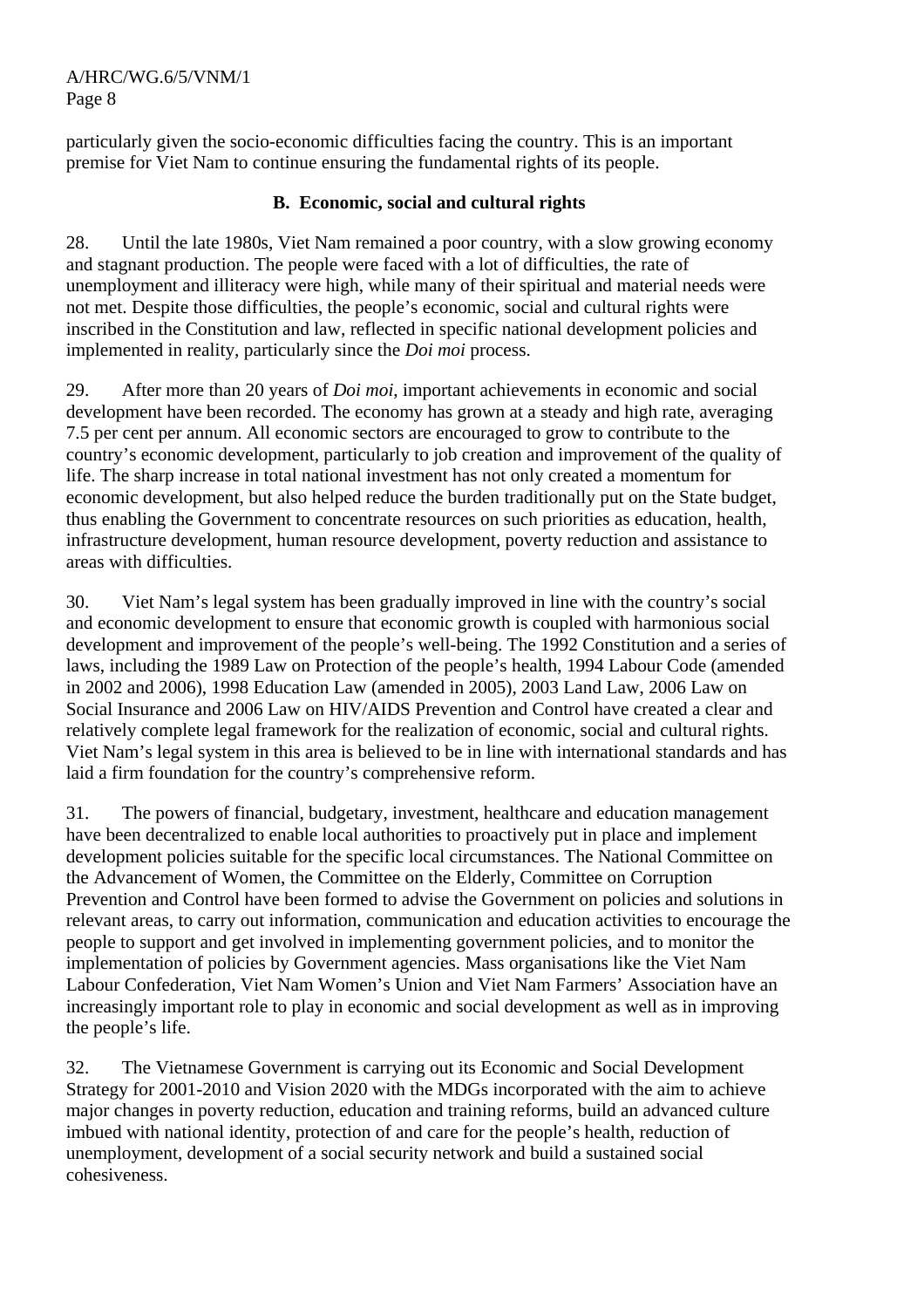particularly given the socio-economic difficulties facing the country. This is an important premise for Viet Nam to continue ensuring the fundamental rights of its people.

### B. Economic, social and cultural rights

28. Until the late 1980s, Viet Nam remained a poor country, with a slow growing economy and stagnant production. The people were faced with a lot of difficulties, the rate of unemployment and illiteracy were high, while many of their spiritual and material needs were not met. Despite those difficulties, the people's economic, social and cultural rights were inscribed in the Constitution and law, reflected in specific national development policies and implemented in reality, particularly since the *Doi moi* process.

29. After more than 20 years of *Doi moi*, important achievements in economic and social development have been recorded. The economy has grown at a steady and high rate, averaging 7.5 per cent per annum. All economic sectors are encouraged to grow to contribute to the country's economic development, particularly to job creation and improvement of the quality of life. The sharp increase in total national investment has not only created a momentum for economic development, but also helped reduce the burden traditionally put on the State budget, thus enabling the Government to concentrate resources on such priorities as education, health, infrastructure development, human resource development, poverty reduction and assistance to areas with difficulties.

30. Viet Nam's legal system has been gradually improved in line with the country's social and economic development to ensure that economic growth is coupled with harmonious social development and improvement of the people's well-being. The 1992 Constitution and a series of laws, including the 1989 Law on Protection of the people's health, 1994 Labour Code (amended in 2002 and 2006), 1998 Education Law (amended in 2005), 2003 Land Law, 2006 Law on Social Insurance and 2006 Law on HIV/AIDS Prevention and Control have created a clear and relatively complete legal framework for the realization of economic, social and cultural rights. Viet Nam's legal system in this area is believed to be in line with international standards and has laid a firm foundation for the country's comprehensive reform.

31. The powers of financial, budgetary, investment, healthcare and education management have been decentralized to enable local authorities to proactively put in place and implement development policies suitable for the specific local circumstances. The National Committee on the Advancement of Women, the Committee on the Elderly, Committee on Corruption Prevention and Control have been formed to advise the Government on policies and solutions in relevant areas, to carry out information, communication and education activities to encourage the people to support and get involved in implementing government policies, and to monitor the implementation of policies by Government agencies. Mass organisations like the Viet Nam Labour Confederation, Viet Nam Women's Union and Viet Nam Farmers' Association have an increasingly important role to play in economic and social development as well as in improving the people's life.

32. The Vietnamese Government is carrying out its Economic and Social Development Strategy for 2001-2010 and Vision 2020 with the MDGs incorporated with the aim to achieve major changes in poverty reduction, education and training reforms, build an advanced culture imbued with national identity, protection of and care for the people's health, reduction of unemployment, development of a social security network and build a sustained social cohesiveness.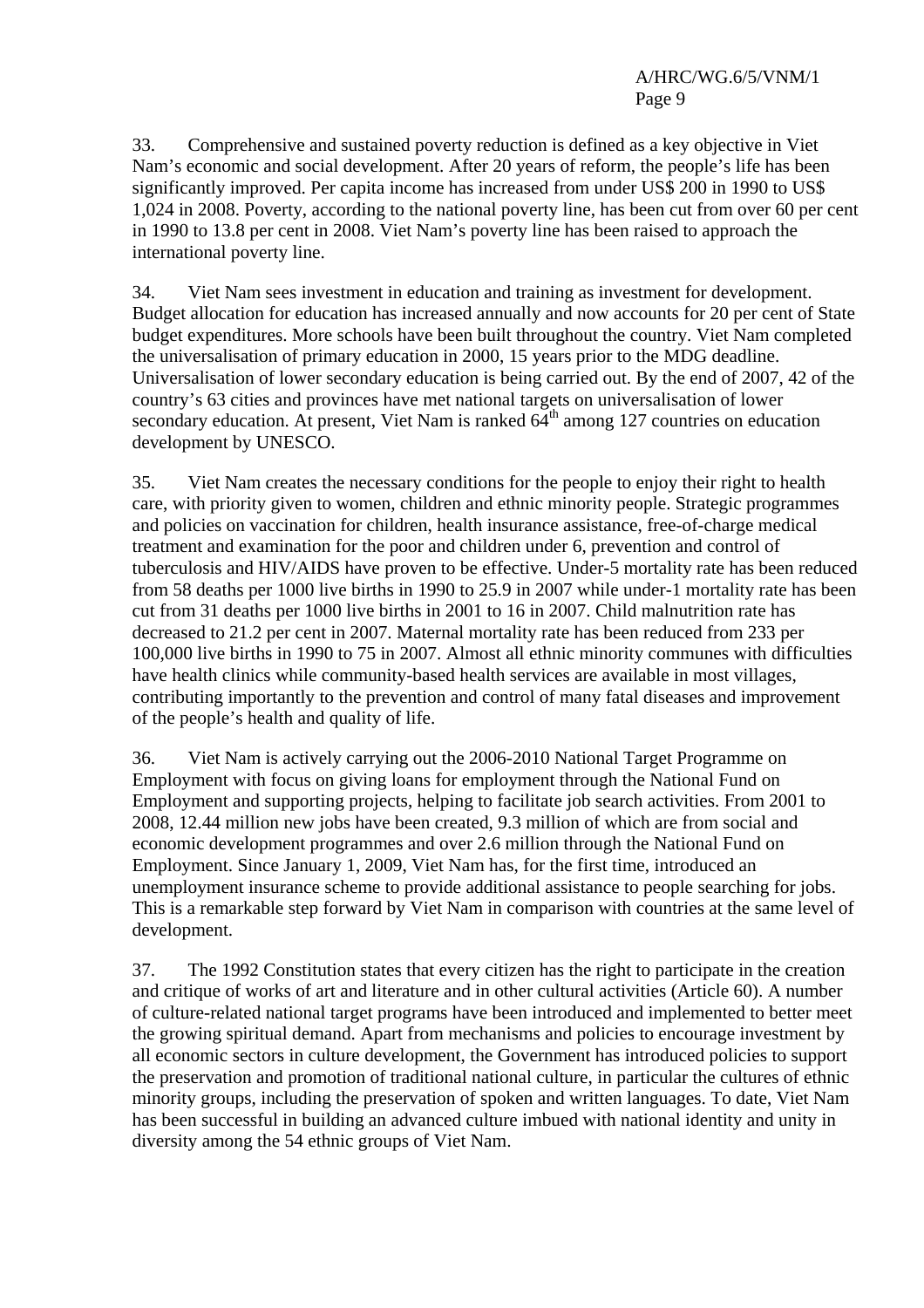33. Comprehensive and sustained poverty reduction is defined as a key objective in Viet Nam's economic and social development. After 20 years of reform, the people's life has been significantly improved. Per capita income has increased from under US$ 200 in 1990 to US$ 1,024 in 2008. Poverty, according to the national poverty line, has been cut from over 60 per cent in 1990 to 13.8 per cent in 2008. Viet Nam's poverty line has been raised to approach the international poverty line.

34. Viet Nam sees investment in education and training as investment for development. Budget allocation for education has increased annually and now accounts for 20 per cent of State budget expenditures. More schools have been built throughout the country. Viet Nam completed the universalisation of primary education in 2000, 15 years prior to the MDG deadline. Universalisation of lower secondary education is being carried out. By the end of 2007, 42 of the country's 63 cities and provinces have met national targets on universalisation of lower secondary education. At present, Viet Nam is ranked 64th among 127 countries on education development by UNESCO.

35. Viet Nam creates the necessary conditions for the people to enjoy their right to health care, with priority given to women, children and ethnic minority people. Strategic programmes and policies on vaccination for children, health insurance assistance, free-of-charge medical treatment and examination for the poor and children under 6, prevention and control of tuberculosis and HIV/AIDS have proven to be effective. Under-5 mortality rate has been reduced from 58 deaths per 1000 live births in 1990 to 25.9 in 2007 while under-1 mortality rate has been cut from 31 deaths per 1000 live births in 2001 to 16 in 2007. Child malnutrition rate has decreased to 21.2 per cent in 2007. Maternal mortality rate has been reduced from 233 per 100,000 live births in 1990 to 75 in 2007. Almost all ethnic minority communes with difficulties have health clinics while community-based health services are available in most villages, contributing importantly to the prevention and control of many fatal diseases and improvement of the people's health and quality of life.

36. Viet Nam is actively carrying out the 2006-2010 National Target Programme on Employment with focus on giving loans for employment through the National Fund on Employment and supporting projects, helping to facilitate job search activities. From 2001 to 2008, 12.44 million new jobs have been created, 9.3 million of which are from social and economic development programmes and over 2.6 million through the National Fund on Employment. Since January 1, 2009, Viet Nam has, for the first time, introduced an unemployment insurance scheme to provide additional assistance to people searching for jobs. This is a remarkable step forward by Viet Nam in comparison with countries at the same level of development.

37. The 1992 Constitution states that every citizen has the right to participate in the creation and critique of works of art and literature and in other cultural activities (Article 60). A number of culture-related national target programs have been introduced and implemented to better meet the growing spiritual demand. Apart from mechanisms and policies to encourage investment by all economic sectors in culture development, the Government has introduced policies to support the preservation and promotion of traditional national culture, in particular the cultures of ethnic minority groups, including the preservation of spoken and written languages. To date, Viet Nam has been successful in building an advanced culture imbued with national identity and unity in diversity among the 54 ethnic groups of Viet Nam.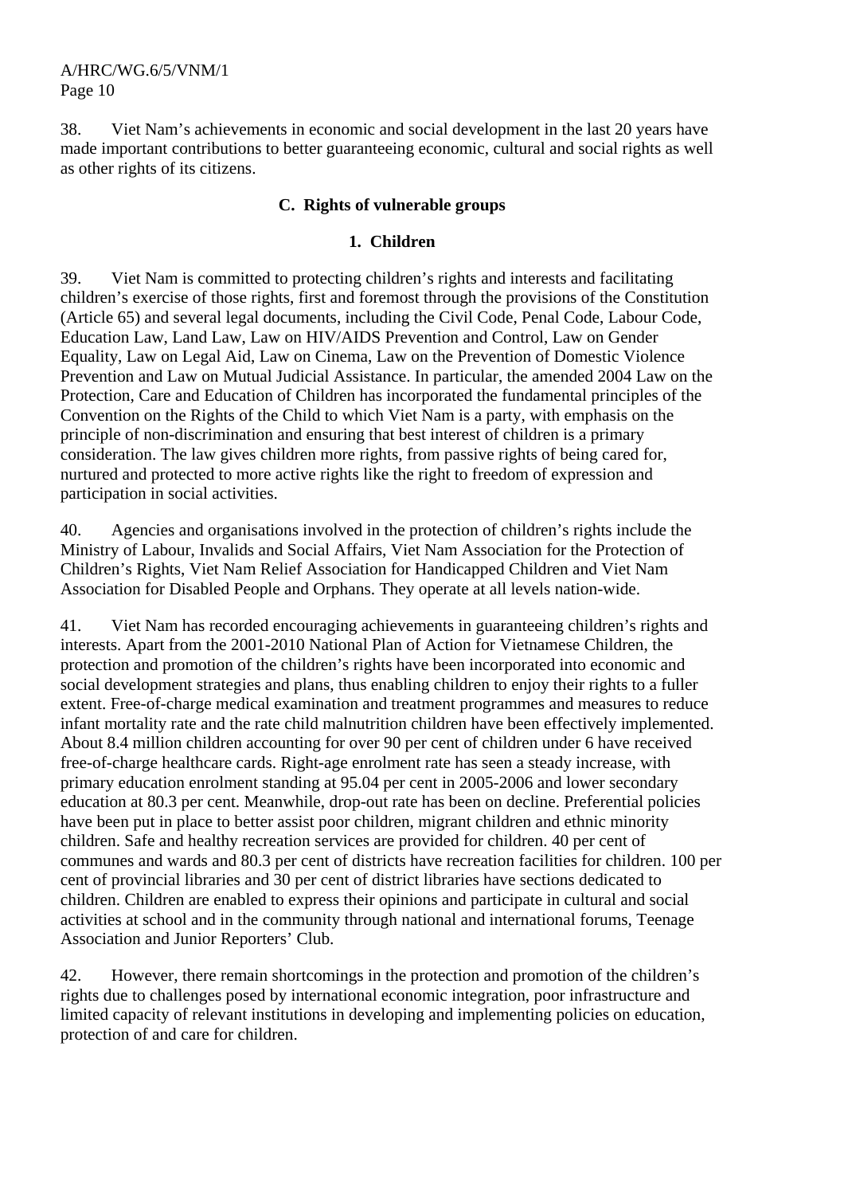38. Viet Nam's achievements in economic and social development in the last 20 years have made important contributions to better guaranteeing economic, cultural and social rights as well as other rights of its citizens.

### C. Rights of vulnerable groups

#### 1. Children

39. Viet Nam is committed to protecting children's rights and interests and facilitating children's exercise of those rights, first and foremost through the provisions of the Constitution (Article 65) and several legal documents, including the Civil Code, Penal Code, Labour Code, Education Law, Land Law, Law on HIV/AIDS Prevention and Control, Law on Gender Equality, Law on Legal Aid, Law on Cinema, Law on the Prevention of Domestic Violence Prevention and Law on Mutual Judicial Assistance. In particular, the amended 2004 Law on the Protection, Care and Education of Children has incorporated the fundamental principles of the Convention on the Rights of the Child to which Viet Nam is a party, with emphasis on the principle of non-discrimination and ensuring that best interest of children is a primary consideration. The law gives children more rights, from passive rights of being cared for, nurtured and protected to more active rights like the right to freedom of expression and participation in social activities.

40. Agencies and organisations involved in the protection of children's rights include the Ministry of Labour, Invalids and Social Affairs, Viet Nam Association for the Protection of Children's Rights, Viet Nam Relief Association for Handicapped Children and Viet Nam Association for Disabled People and Orphans. They operate at all levels nation-wide.

41. Viet Nam has recorded encouraging achievements in guaranteeing children's rights and interests. Apart from the 2001-2010 National Plan of Action for Vietnamese Children, the protection and promotion of the children's rights have been incorporated into economic and social development strategies and plans, thus enabling children to enjoy their rights to a fuller extent. Free-of-charge medical examination and treatment programmes and measures to reduce infant mortality rate and the rate child malnutrition children have been effectively implemented. About 8.4 million children accounting for over 90 per cent of children under 6 have received free-of-charge healthcare cards. Right-age enrolment rate has seen a steady increase, with primary education enrolment standing at 95.04 per cent in 2005-2006 and lower secondary education at 80.3 per cent. Meanwhile, drop-out rate has been on decline. Preferential policies have been put in place to better assist poor children, migrant children and ethnic minority children. Safe and healthy recreation services are provided for children. 40 per cent of communes and wards and 80.3 per cent of districts have recreation facilities for children. 100 per cent of provincial libraries and 30 per cent of district libraries have sections dedicated to children. Children are enabled to express their opinions and participate in cultural and social activities at school and in the community through national and international forums, Teenage Association and Junior Reporters' Club.

42. However, there remain shortcomings in the protection and promotion of the children's rights due to challenges posed by international economic integration, poor infrastructure and limited capacity of relevant institutions in developing and implementing policies on education, protection of and care for children.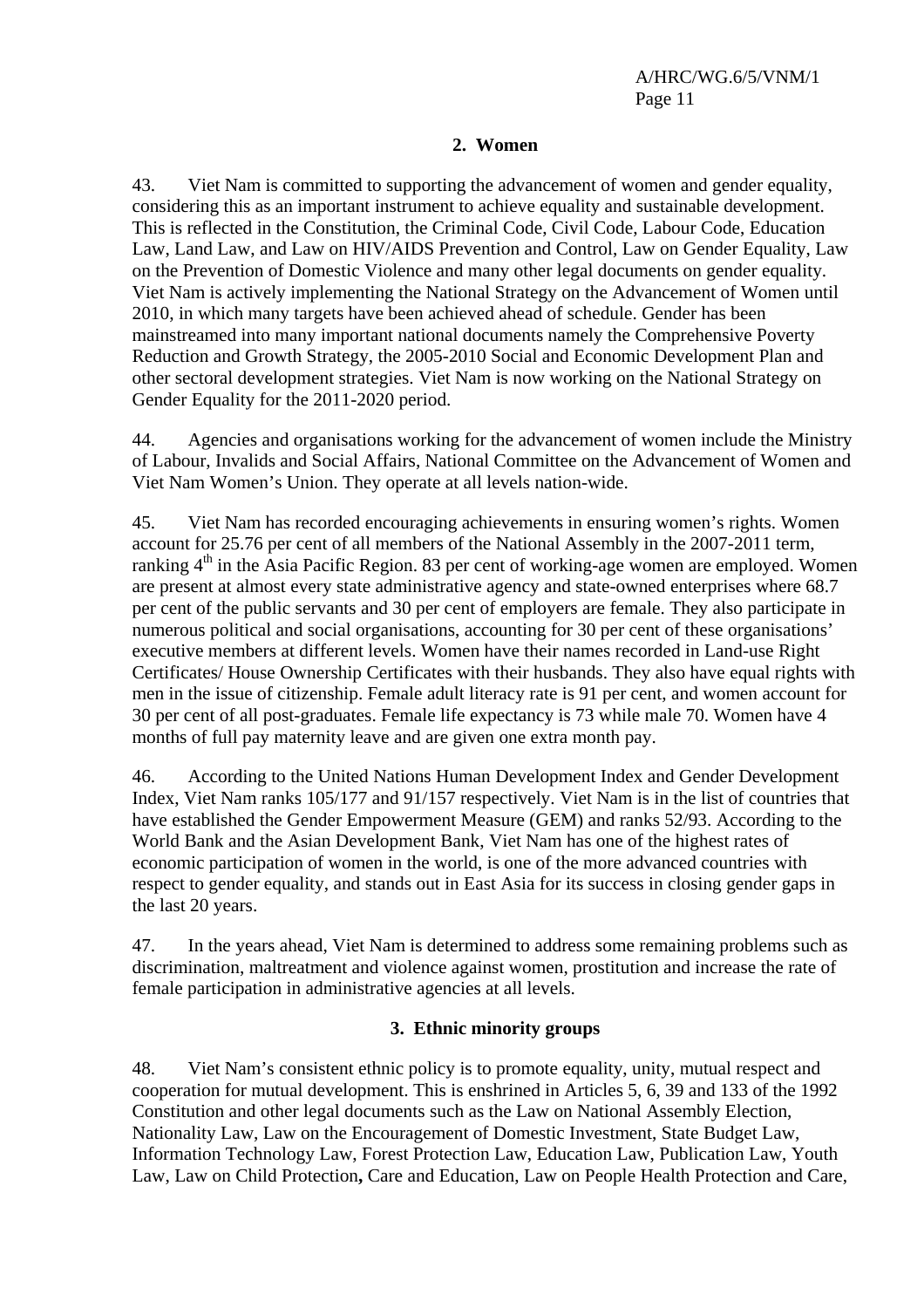### 2. Women

43. Viet Nam is committed to supporting the advancement of women and gender equality, considering this as an important instrument to achieve equality and sustainable development. This is reflected in the Constitution, the Criminal Code, Civil Code, Labour Code, Education Law, Land Law, and Law on HIV/AIDS Prevention and Control, Law on Gender Equality, Law on the Prevention of Domestic Violence and many other legal documents on gender equality. Viet Nam is actively implementing the National Strategy on the Advancement of Women until 2010, in which many targets have been achieved ahead of schedule. Gender has been mainstreamed into many important national documents namely the Comprehensive Poverty Reduction and Growth Strategy, the 2005-2010 Social and Economic Development Plan and other sectoral development strategies. Viet Nam is now working on the National Strategy on Gender Equality for the 2011-2020 period.

44. Agencies and organisations working for the advancement of women include the Ministry of Labour, Invalids and Social Affairs, National Committee on the Advancement of Women and Viet Nam Women's Union. They operate at all levels nation-wide.

45. Viet Nam has recorded encouraging achievements in ensuring women's rights. Women account for 25.76 per cent of all members of the National Assembly in the 2007-2011 term, ranking 4th in the Asia Pacific Region. 83 per cent of working-age women are employed. Women are present at almost every state administrative agency and state-owned enterprises where 68.7 per cent of the public servants and 30 per cent of employers are female. They also participate in numerous political and social organisations, accounting for 30 per cent of these organisations' executive members at different levels. Women have their names recorded in Land-use Right Certificates/ House Ownership Certificates with their husbands. They also have equal rights with men in the issue of citizenship. Female adult literacy rate is 91 per cent, and women account for 30 per cent of all post-graduates. Female life expectancy is 73 while male 70. Women have 4 months of full pay maternity leave and are given one extra month pay.

46. According to the United Nations Human Development Index and Gender Development Index, Viet Nam ranks 105/177 and 91/157 respectively. Viet Nam is in the list of countries that have established the Gender Empowerment Measure (GEM) and ranks 52/93. According to the World Bank and the Asian Development Bank, Viet Nam has one of the highest rates of economic participation of women in the world, is one of the more advanced countries with respect to gender equality, and stands out in East Asia for its success in closing gender gaps in the last 20 years.

47. In the years ahead, Viet Nam is determined to address some remaining problems such as discrimination, maltreatment and violence against women, prostitution and increase the rate of female participation in administrative agencies at all levels.

### 3. Ethnic minority groups

48. Viet Nam's consistent ethnic policy is to promote equality, unity, mutual respect and cooperation for mutual development. This is enshrined in Articles 5, 6, 39 and 133 of the 1992 Constitution and other legal documents such as the Law on National Assembly Election, Nationality Law, Law on the Encouragement of Domestic Investment, State Budget Law, Information Technology Law, Forest Protection Law, Education Law, Publication Law, Youth Law, Law on Child Protection**,** Care and Education, Law on People Health Protection and Care,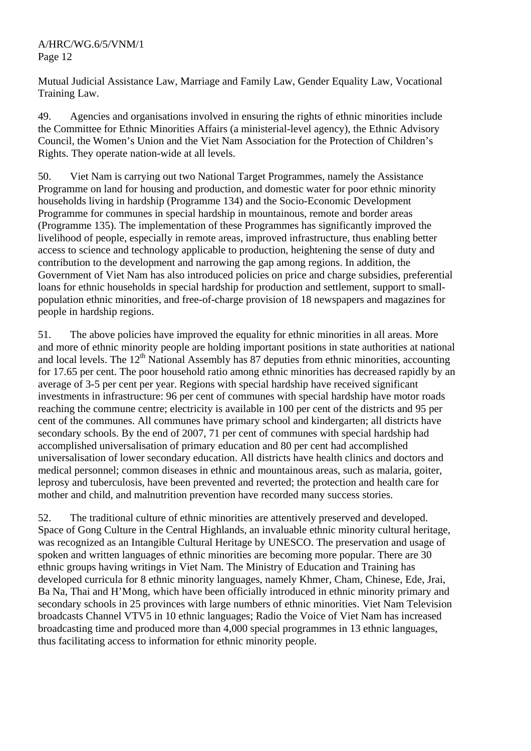Mutual Judicial Assistance Law, Marriage and Family Law, Gender Equality Law, Vocational Training Law.

49. Agencies and organisations involved in ensuring the rights of ethnic minorities include the Committee for Ethnic Minorities Affairs (a ministerial-level agency), the Ethnic Advisory Council, the Women's Union and the Viet Nam Association for the Protection of Children's Rights. They operate nation-wide at all levels.

50. Viet Nam is carrying out two National Target Programmes, namely the Assistance Programme on land for housing and production, and domestic water for poor ethnic minority households living in hardship (Programme 134) and the Socio-Economic Development Programme for communes in special hardship in mountainous, remote and border areas (Programme 135). The implementation of these Programmes has significantly improved the livelihood of people, especially in remote areas, improved infrastructure, thus enabling better access to science and technology applicable to production, heightening the sense of duty and contribution to the development and narrowing the gap among regions. In addition, the Government of Viet Nam has also introduced policies on price and charge subsidies, preferential loans for ethnic households in special hardship for production and settlement, support to small-population ethnic minorities, and free-of-charge provision of 18 newspapers and magazines for people in hardship regions.

51. The above policies have improved the equality for ethnic minorities in all areas. More and more of ethnic minority people are holding important positions in state authorities at national and local levels. The 12th National Assembly has 87 deputies from ethnic minorities, accounting for 17.65 per cent. The poor household ratio among ethnic minorities has decreased rapidly by an average of 3-5 per cent per year. Regions with special hardship have received significant investments in infrastructure: 96 per cent of communes with special hardship have motor roads reaching the commune centre; electricity is available in 100 per cent of the districts and 95 per cent of the communes. All communes have primary school and kindergarten; all districts have secondary schools. By the end of 2007, 71 per cent of communes with special hardship had accomplished universalisation of primary education and 80 per cent had accomplished universalisation of lower secondary education. All districts have health clinics and doctors and medical personnel; common diseases in ethnic and mountainous areas, such as malaria, goiter, leprosy and tuberculosis, have been prevented and reverted; the protection and health care for mother and child, and malnutrition prevention have recorded many success stories.

52. The traditional culture of ethnic minorities are attentively preserved and developed. Space of Gong Culture in the Central Highlands, an invaluable ethnic minority cultural heritage, was recognized as an Intangible Cultural Heritage by UNESCO. The preservation and usage of spoken and written languages of ethnic minorities are becoming more popular. There are 30 ethnic groups having writings in Viet Nam. The Ministry of Education and Training has developed curricula for 8 ethnic minority languages, namely Khmer, Cham, Chinese, Ede, Jrai, Ba Na, Thai and H'Mong, which have been officially introduced in ethnic minority primary and secondary schools in 25 provinces with large numbers of ethnic minorities. Viet Nam Television broadcasts Channel VTV5 in 10 ethnic languages; Radio the Voice of Viet Nam has increased broadcasting time and produced more than 4,000 special programmes in 13 ethnic languages, thus facilitating access to information for ethnic minority people.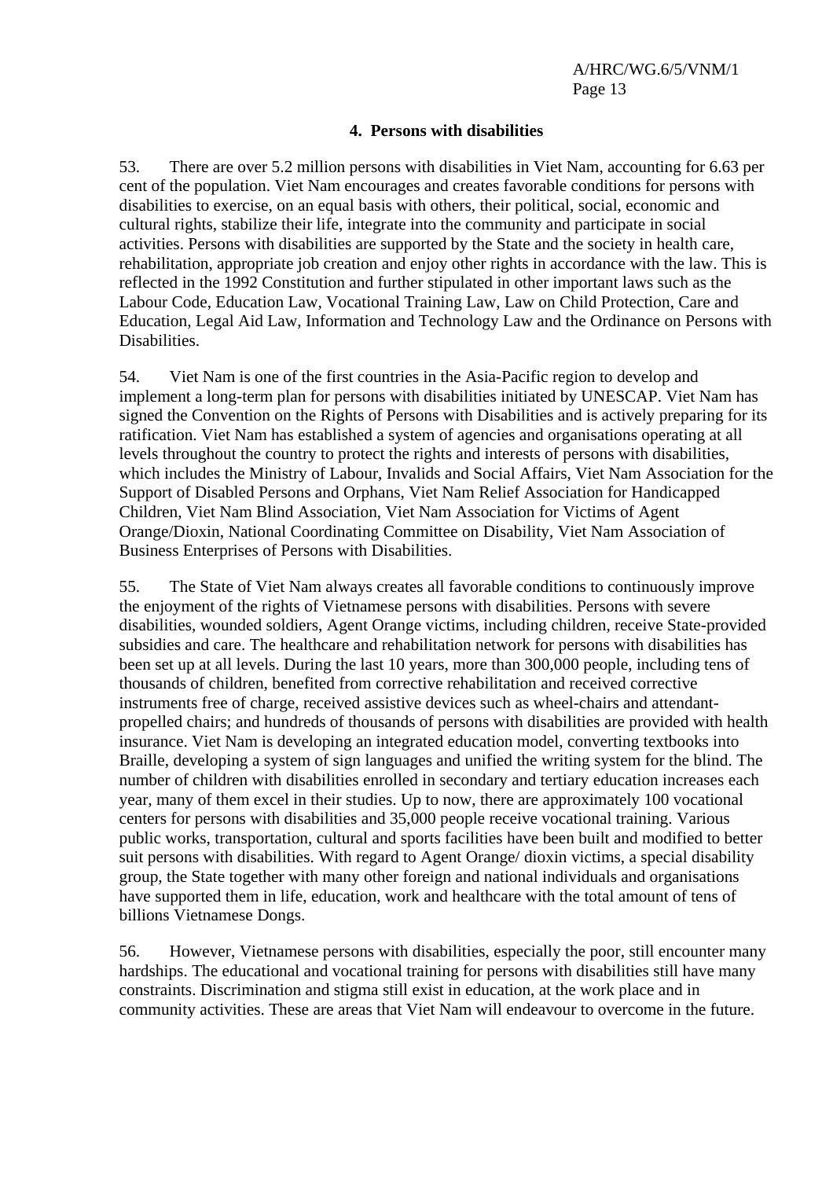### 4. Persons with disabilities

53. There are over 5.2 million persons with disabilities in Viet Nam, accounting for 6.63 per cent of the population. Viet Nam encourages and creates favorable conditions for persons with disabilities to exercise, on an equal basis with others, their political, social, economic and cultural rights, stabilize their life, integrate into the community and participate in social activities. Persons with disabilities are supported by the State and the society in health care, rehabilitation, appropriate job creation and enjoy other rights in accordance with the law. This is reflected in the 1992 Constitution and further stipulated in other important laws such as the Labour Code, Education Law, Vocational Training Law, Law on Child Protection, Care and Education, Legal Aid Law, Information and Technology Law and the Ordinance on Persons with Disabilities.

54. Viet Nam is one of the first countries in the Asia-Pacific region to develop and implement a long-term plan for persons with disabilities initiated by UNESCAP. Viet Nam has signed the Convention on the Rights of Persons with Disabilities and is actively preparing for its ratification. Viet Nam has established a system of agencies and organisations operating at all levels throughout the country to protect the rights and interests of persons with disabilities, which includes the Ministry of Labour, Invalids and Social Affairs, Viet Nam Association for the Support of Disabled Persons and Orphans, Viet Nam Relief Association for Handicapped Children, Viet Nam Blind Association, Viet Nam Association for Victims of Agent Orange/Dioxin, National Coordinating Committee on Disability, Viet Nam Association of Business Enterprises of Persons with Disabilities.

55. The State of Viet Nam always creates all favorable conditions to continuously improve the enjoyment of the rights of Vietnamese persons with disabilities. Persons with severe disabilities, wounded soldiers, Agent Orange victims, including children, receive State-provided subsidies and care. The healthcare and rehabilitation network for persons with disabilities has been set up at all levels. During the last 10 years, more than 300,000 people, including tens of thousands of children, benefited from corrective rehabilitation and received corrective instruments free of charge, received assistive devices such as wheel-chairs and attendant-propelled chairs; and hundreds of thousands of persons with disabilities are provided with health insurance. Viet Nam is developing an integrated education model, converting textbooks into Braille, developing a system of sign languages and unified the writing system for the blind. The number of children with disabilities enrolled in secondary and tertiary education increases each year, many of them excel in their studies. Up to now, there are approximately 100 vocational centers for persons with disabilities and 35,000 people receive vocational training. Various public works, transportation, cultural and sports facilities have been built and modified to better suit persons with disabilities. With regard to Agent Orange/ dioxin victims, a special disability group, the State together with many other foreign and national individuals and organisations have supported them in life, education, work and healthcare with the total amount of tens of billions Vietnamese Dongs.

56. However, Vietnamese persons with disabilities, especially the poor, still encounter many hardships. The educational and vocational training for persons with disabilities still have many constraints. Discrimination and stigma still exist in education, at the work place and in community activities. These are areas that Viet Nam will endeavour to overcome in the future.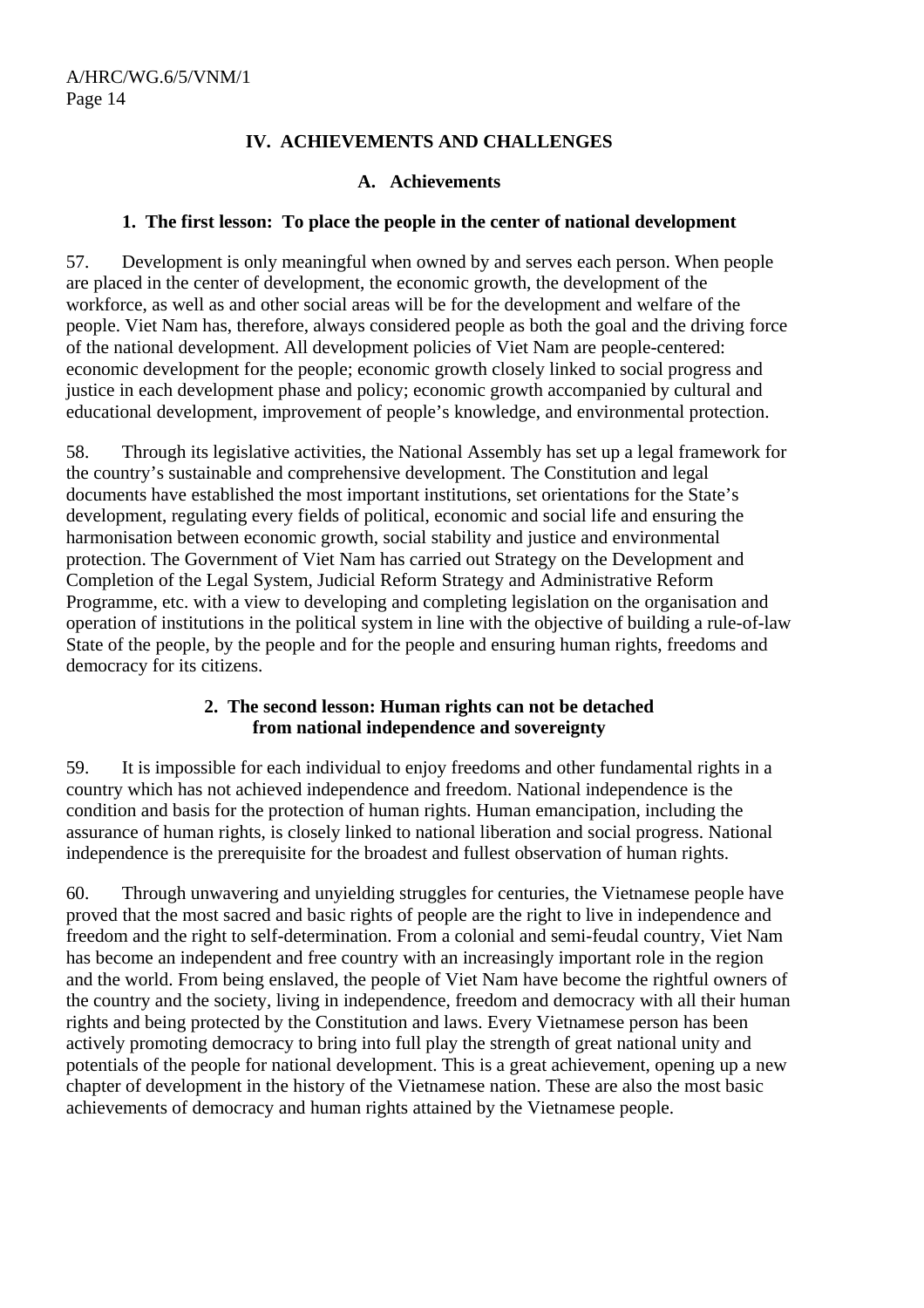## IV. ACHIEVEMENTS AND CHALLENGES

### A. Achievements

#### 1. The first lesson: To place the people in the center of national development

57. Development is only meaningful when owned by and serves each person. When people are placed in the center of development, the economic growth, the development of the workforce, as well as and other social areas will be for the development and welfare of the people. Viet Nam has, therefore, always considered people as both the goal and the driving force of the national development. All development policies of Viet Nam are people-centered: economic development for the people; economic growth closely linked to social progress and justice in each development phase and policy; economic growth accompanied by cultural and educational development, improvement of people's knowledge, and environmental protection.

58. Through its legislative activities, the National Assembly has set up a legal framework for the country's sustainable and comprehensive development. The Constitution and legal documents have established the most important institutions, set orientations for the State's development, regulating every fields of political, economic and social life and ensuring the harmonisation between economic growth, social stability and justice and environmental protection. The Government of Viet Nam has carried out Strategy on the Development and Completion of the Legal System, Judicial Reform Strategy and Administrative Reform Programme, etc. with a view to developing and completing legislation on the organisation and operation of institutions in the political system in line with the objective of building a rule-of-law State of the people, by the people and for the people and ensuring human rights, freedoms and democracy for its citizens.

#### 2. The second lesson: Human rights can not be detached from national independence and sovereignty

59. It is impossible for each individual to enjoy freedoms and other fundamental rights in a country which has not achieved independence and freedom. National independence is the condition and basis for the protection of human rights. Human emancipation, including the assurance of human rights, is closely linked to national liberation and social progress. National independence is the prerequisite for the broadest and fullest observation of human rights.

60. Through unwavering and unyielding struggles for centuries, the Vietnamese people have proved that the most sacred and basic rights of people are the right to live in independence and freedom and the right to self-determination. From a colonial and semi-feudal country, Viet Nam has become an independent and free country with an increasingly important role in the region and the world. From being enslaved, the people of Viet Nam have become the rightful owners of the country and the society, living in independence, freedom and democracy with all their human rights and being protected by the Constitution and laws. Every Vietnamese person has been actively promoting democracy to bring into full play the strength of great national unity and potentials of the people for national development. This is a great achievement, opening up a new chapter of development in the history of the Vietnamese nation. These are also the most basic achievements of democracy and human rights attained by the Vietnamese people.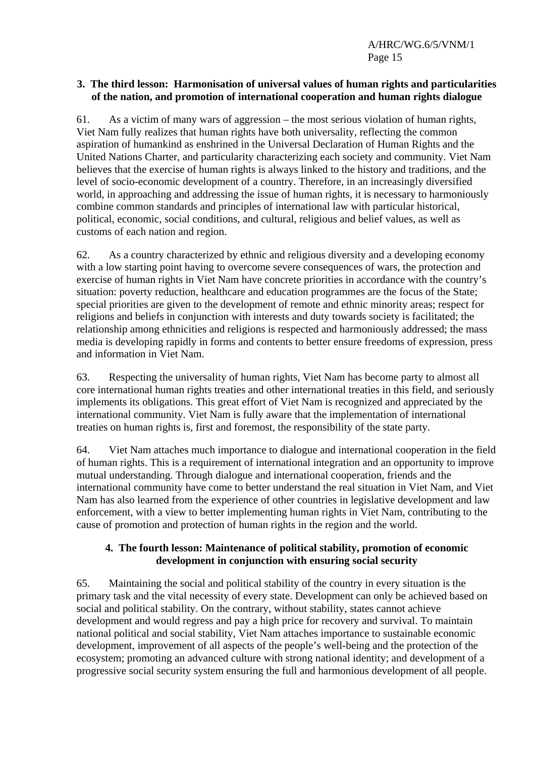### 3. The third lesson: Harmonisation of universal values of human rights and particularities of the nation, and promotion of international cooperation and human rights dialogue

61. As a victim of many wars of aggression – the most serious violation of human rights, Viet Nam fully realizes that human rights have both universality, reflecting the common aspiration of humankind as enshrined in the Universal Declaration of Human Rights and the United Nations Charter, and particularity characterizing each society and community. Viet Nam believes that the exercise of human rights is always linked to the history and traditions, and the level of socio-economic development of a country. Therefore, in an increasingly diversified world, in approaching and addressing the issue of human rights, it is necessary to harmoniously combine common standards and principles of international law with particular historical, political, economic, social conditions, and cultural, religious and belief values, as well as customs of each nation and region.

62. As a country characterized by ethnic and religious diversity and a developing economy with a low starting point having to overcome severe consequences of wars, the protection and exercise of human rights in Viet Nam have concrete priorities in accordance with the country's situation: poverty reduction, healthcare and education programmes are the focus of the State; special priorities are given to the development of remote and ethnic minority areas; respect for religions and beliefs in conjunction with interests and duty towards society is facilitated; the relationship among ethnicities and religions is respected and harmoniously addressed; the mass media is developing rapidly in forms and contents to better ensure freedoms of expression, press and information in Viet Nam.

63. Respecting the universality of human rights, Viet Nam has become party to almost all core international human rights treaties and other international treaties in this field, and seriously implements its obligations. This great effort of Viet Nam is recognized and appreciated by the international community. Viet Nam is fully aware that the implementation of international treaties on human rights is, first and foremost, the responsibility of the state party.

64. Viet Nam attaches much importance to dialogue and international cooperation in the field of human rights. This is a requirement of international integration and an opportunity to improve mutual understanding. Through dialogue and international cooperation, friends and the international community have come to better understand the real situation in Viet Nam, and Viet Nam has also learned from the experience of other countries in legislative development and law enforcement, with a view to better implementing human rights in Viet Nam, contributing to the cause of promotion and protection of human rights in the region and the world.

### 4. The fourth lesson: Maintenance of political stability, promotion of economic development in conjunction with ensuring social security

65. Maintaining the social and political stability of the country in every situation is the primary task and the vital necessity of every state. Development can only be achieved based on social and political stability. On the contrary, without stability, states cannot achieve development and would regress and pay a high price for recovery and survival. To maintain national political and social stability, Viet Nam attaches importance to sustainable economic development, improvement of all aspects of the people's well-being and the protection of the ecosystem; promoting an advanced culture with strong national identity; and development of a progressive social security system ensuring the full and harmonious development of all people.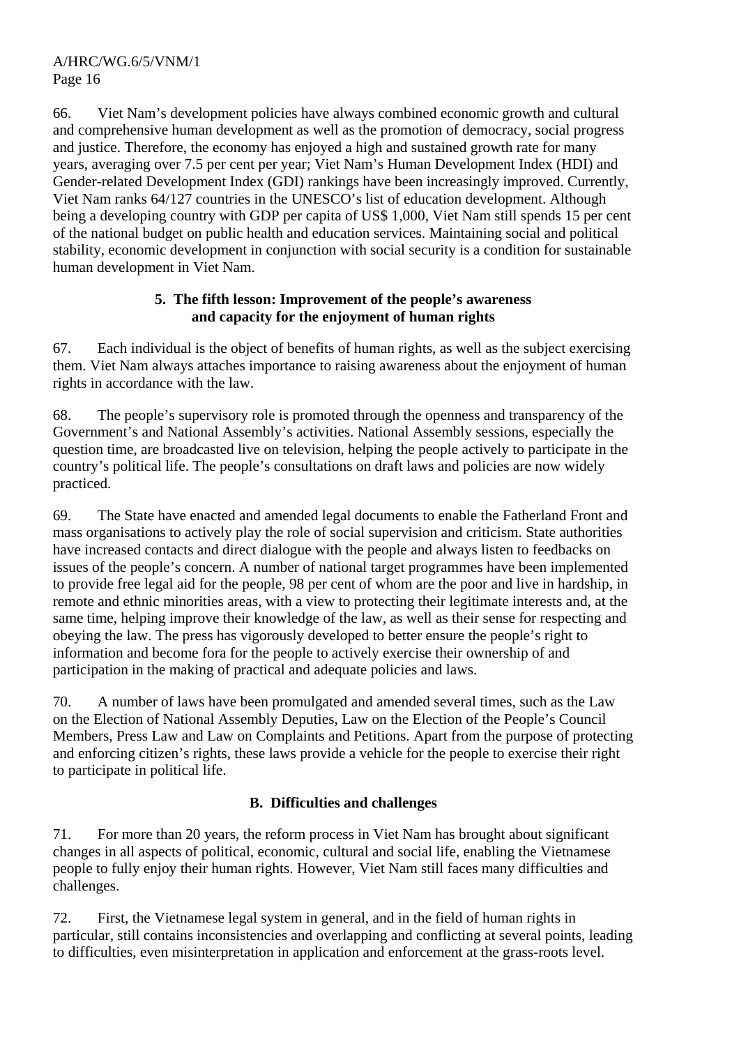66. Viet Nam's development policies have always combined economic growth and cultural and comprehensive human development as well as the promotion of democracy, social progress and justice. Therefore, the economy has enjoyed a high and sustained growth rate for many years, averaging over 7.5 per cent per year; Viet Nam's Human Development Index (HDI) and Gender-related Development Index (GDI) rankings have been increasingly improved. Currently, Viet Nam ranks 64/127 countries in the UNESCO's list of education development. Although being a developing country with GDP per capita of US$ 1,000, Viet Nam still spends 15 per cent of the national budget on public health and education services. Maintaining social and political stability, economic development in conjunction with social security is a condition for sustainable human development in Viet Nam.

### 5. The fifth lesson: Improvement of the people's awareness and capacity for the enjoyment of human rights

67. Each individual is the object of benefits of human rights, as well as the subject exercising them. Viet Nam always attaches importance to raising awareness about the enjoyment of human rights in accordance with the law.

68. The people's supervisory role is promoted through the openness and transparency of the Government's and National Assembly's activities. National Assembly sessions, especially the question time, are broadcasted live on television, helping the people actively to participate in the country's political life. The people's consultations on draft laws and policies are now widely practiced.

69. The State have enacted and amended legal documents to enable the Fatherland Front and mass organisations to actively play the role of social supervision and criticism. State authorities have increased contacts and direct dialogue with the people and always listen to feedbacks on issues of the people's concern. A number of national target programmes have been implemented to provide free legal aid for the people, 98 per cent of whom are the poor and live in hardship, in remote and ethnic minorities areas, with a view to protecting their legitimate interests and, at the same time, helping improve their knowledge of the law, as well as their sense for respecting and obeying the law. The press has vigorously developed to better ensure the people's right to information and become fora for the people to actively exercise their ownership of and participation in the making of practical and adequate policies and laws.

70. A number of laws have been promulgated and amended several times, such as the Law on the Election of National Assembly Deputies, Law on the Election of the People's Council Members, Press Law and Law on Complaints and Petitions. Apart from the purpose of protecting and enforcing citizen's rights, these laws provide a vehicle for the people to exercise their right to participate in political life.

## B. Difficulties and challenges

71. For more than 20 years, the reform process in Viet Nam has brought about significant changes in all aspects of political, economic, cultural and social life, enabling the Vietnamese people to fully enjoy their human rights. However, Viet Nam still faces many difficulties and challenges.

72. First, the Vietnamese legal system in general, and in the field of human rights in particular, still contains inconsistencies and overlapping and conflicting at several points, leading to difficulties, even misinterpretation in application and enforcement at the grass-roots level.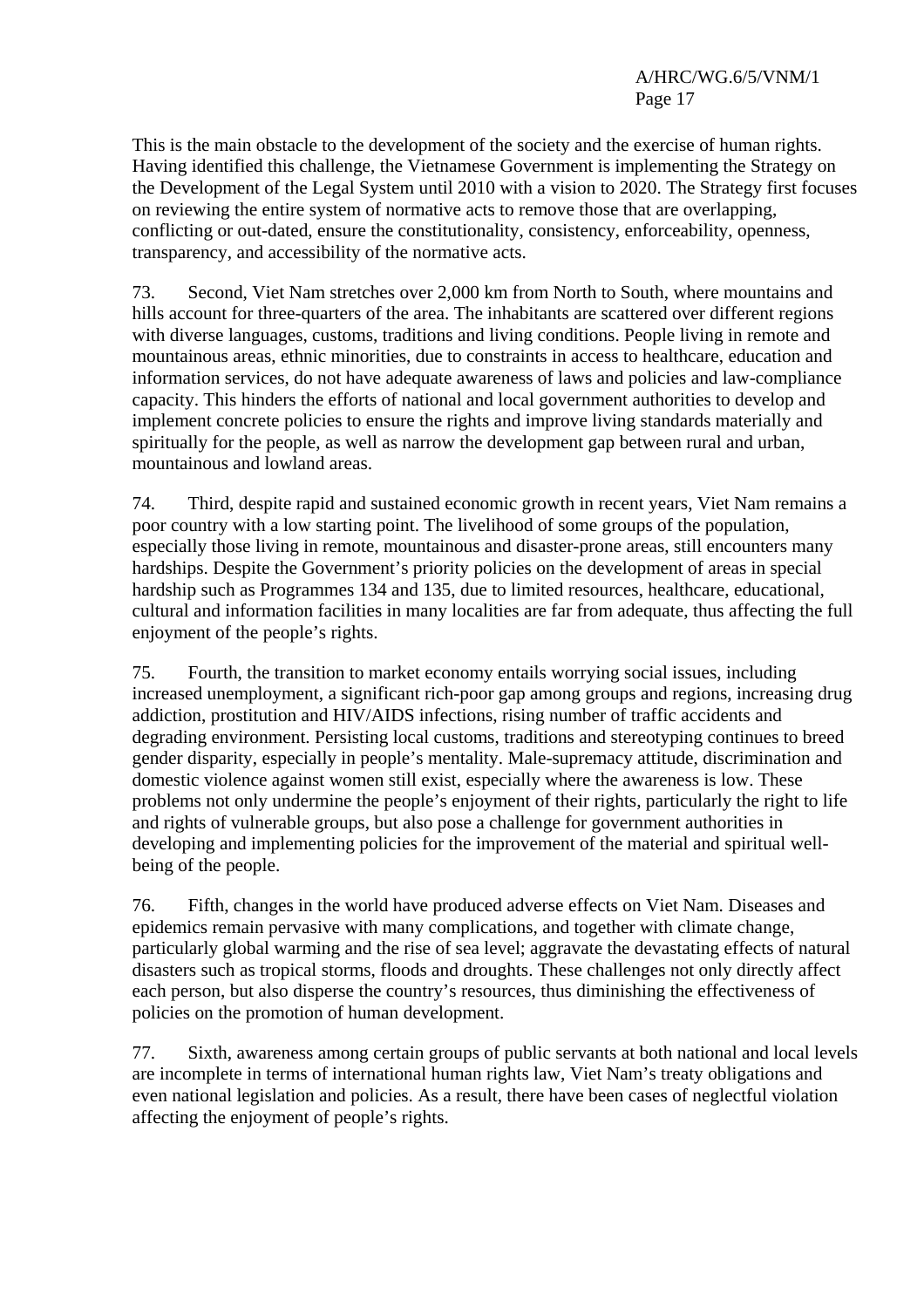This is the main obstacle to the development of the society and the exercise of human rights. Having identified this challenge, the Vietnamese Government is implementing the Strategy on the Development of the Legal System until 2010 with a vision to 2020. The Strategy first focuses on reviewing the entire system of normative acts to remove those that are overlapping, conflicting or out-dated, ensure the constitutionality, consistency, enforceability, openness, transparency, and accessibility of the normative acts.

73. Second, Viet Nam stretches over 2,000 km from North to South, where mountains and hills account for three-quarters of the area. The inhabitants are scattered over different regions with diverse languages, customs, traditions and living conditions. People living in remote and mountainous areas, ethnic minorities, due to constraints in access to healthcare, education and information services, do not have adequate awareness of laws and policies and law-compliance capacity. This hinders the efforts of national and local government authorities to develop and implement concrete policies to ensure the rights and improve living standards materially and spiritually for the people, as well as narrow the development gap between rural and urban, mountainous and lowland areas.

74. Third, despite rapid and sustained economic growth in recent years, Viet Nam remains a poor country with a low starting point. The livelihood of some groups of the population, especially those living in remote, mountainous and disaster-prone areas, still encounters many hardships. Despite the Government's priority policies on the development of areas in special hardship such as Programmes 134 and 135, due to limited resources, healthcare, educational, cultural and information facilities in many localities are far from adequate, thus affecting the full enjoyment of the people's rights.

75. Fourth, the transition to market economy entails worrying social issues, including increased unemployment, a significant rich-poor gap among groups and regions, increasing drug addiction, prostitution and HIV/AIDS infections, rising number of traffic accidents and degrading environment. Persisting local customs, traditions and stereotyping continues to breed gender disparity, especially in people's mentality. Male-supremacy attitude, discrimination and domestic violence against women still exist, especially where the awareness is low. These problems not only undermine the people's enjoyment of their rights, particularly the right to life and rights of vulnerable groups, but also pose a challenge for government authorities in developing and implementing policies for the improvement of the material and spiritual well-being of the people.

76. Fifth, changes in the world have produced adverse effects on Viet Nam. Diseases and epidemics remain pervasive with many complications, and together with climate change, particularly global warming and the rise of sea level; aggravate the devastating effects of natural disasters such as tropical storms, floods and droughts. These challenges not only directly affect each person, but also disperse the country's resources, thus diminishing the effectiveness of policies on the promotion of human development.

77. Sixth, awareness among certain groups of public servants at both national and local levels are incomplete in terms of international human rights law, Viet Nam's treaty obligations and even national legislation and policies. As a result, there have been cases of neglectful violation affecting the enjoyment of people's rights.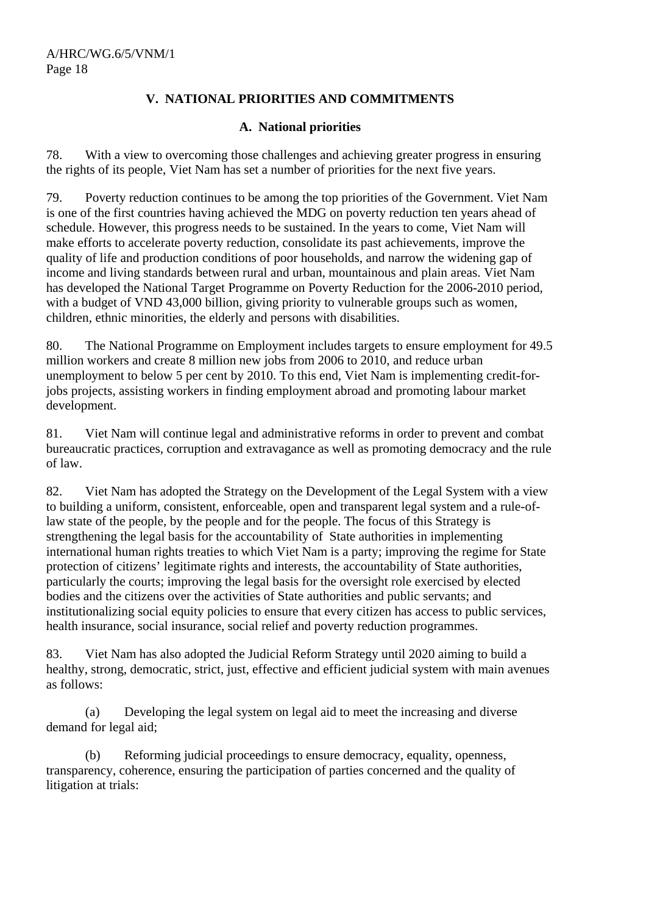## V. NATIONAL PRIORITIES AND COMMITMENTS

### A. National priorities

78. With a view to overcoming those challenges and achieving greater progress in ensuring the rights of its people, Viet Nam has set a number of priorities for the next five years.

79. Poverty reduction continues to be among the top priorities of the Government. Viet Nam is one of the first countries having achieved the MDG on poverty reduction ten years ahead of schedule. However, this progress needs to be sustained. In the years to come, Viet Nam will make efforts to accelerate poverty reduction, consolidate its past achievements, improve the quality of life and production conditions of poor households, and narrow the widening gap of income and living standards between rural and urban, mountainous and plain areas. Viet Nam has developed the National Target Programme on Poverty Reduction for the 2006-2010 period, with a budget of VND 43,000 billion, giving priority to vulnerable groups such as women, children, ethnic minorities, the elderly and persons with disabilities.

80. The National Programme on Employment includes targets to ensure employment for 49.5 million workers and create 8 million new jobs from 2006 to 2010, and reduce urban unemployment to below 5 per cent by 2010. To this end, Viet Nam is implementing credit-for-jobs projects, assisting workers in finding employment abroad and promoting labour market development.

81. Viet Nam will continue legal and administrative reforms in order to prevent and combat bureaucratic practices, corruption and extravagance as well as promoting democracy and the rule of law.

82. Viet Nam has adopted the Strategy on the Development of the Legal System with a view to building a uniform, consistent, enforceable, open and transparent legal system and a rule-of-law state of the people, by the people and for the people. The focus of this Strategy is strengthening the legal basis for the accountability of State authorities in implementing international human rights treaties to which Viet Nam is a party; improving the regime for State protection of citizens' legitimate rights and interests, the accountability of State authorities, particularly the courts; improving the legal basis for the oversight role exercised by elected bodies and the citizens over the activities of State authorities and public servants; and institutionalizing social equity policies to ensure that every citizen has access to public services, health insurance, social insurance, social relief and poverty reduction programmes.

83. Viet Nam has also adopted the Judicial Reform Strategy until 2020 aiming to build a healthy, strong, democratic, strict, just, effective and efficient judicial system with main avenues as follows:

(a) Developing the legal system on legal aid to meet the increasing and diverse demand for legal aid;

(b) Reforming judicial proceedings to ensure democracy, equality, openness, transparency, coherence, ensuring the participation of parties concerned and the quality of litigation at trials: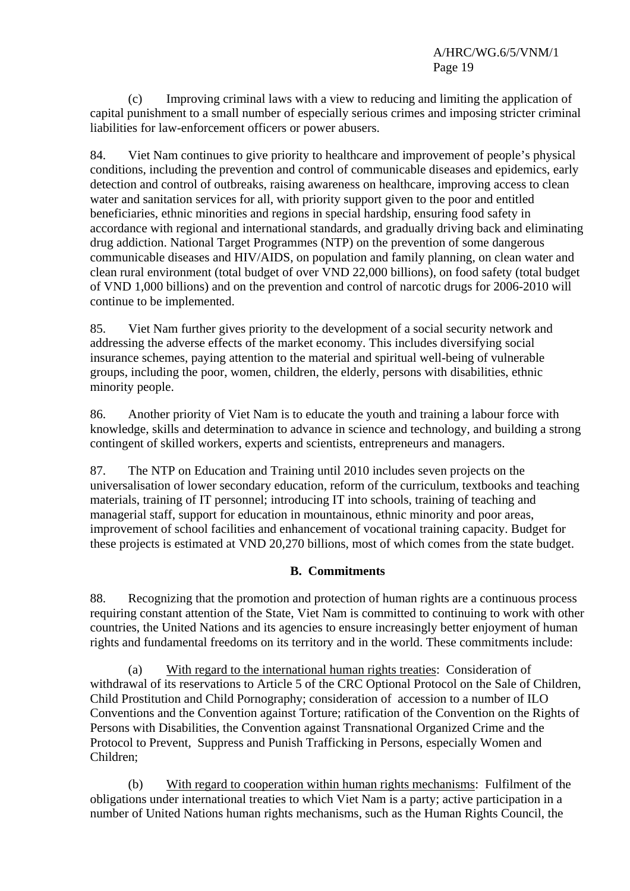(c) Improving criminal laws with a view to reducing and limiting the application of capital punishment to a small number of especially serious crimes and imposing stricter criminal liabilities for law-enforcement officers or power abusers.

84. Viet Nam continues to give priority to healthcare and improvement of people's physical conditions, including the prevention and control of communicable diseases and epidemics, early detection and control of outbreaks, raising awareness on healthcare, improving access to clean water and sanitation services for all, with priority support given to the poor and entitled beneficiaries, ethnic minorities and regions in special hardship, ensuring food safety in accordance with regional and international standards, and gradually driving back and eliminating drug addiction. National Target Programmes (NTP) on the prevention of some dangerous communicable diseases and HIV/AIDS, on population and family planning, on clean water and clean rural environment (total budget of over VND 22,000 billions), on food safety (total budget of VND 1,000 billions) and on the prevention and control of narcotic drugs for 2006-2010 will continue to be implemented.

85. Viet Nam further gives priority to the development of a social security network and addressing the adverse effects of the market economy. This includes diversifying social insurance schemes, paying attention to the material and spiritual well-being of vulnerable groups, including the poor, women, children, the elderly, persons with disabilities, ethnic minority people.

86. Another priority of Viet Nam is to educate the youth and training a labour force with knowledge, skills and determination to advance in science and technology, and building a strong contingent of skilled workers, experts and scientists, entrepreneurs and managers.

87. The NTP on Education and Training until 2010 includes seven projects on the universalisation of lower secondary education, reform of the curriculum, textbooks and teaching materials, training of IT personnel; introducing IT into schools, training of teaching and managerial staff, support for education in mountainous, ethnic minority and poor areas, improvement of school facilities and enhancement of vocational training capacity. Budget for these projects is estimated at VND 20,270 billions, most of which comes from the state budget.

## B. Commitments

88. Recognizing that the promotion and protection of human rights are a continuous process requiring constant attention of the State, Viet Nam is committed to continuing to work with other countries, the United Nations and its agencies to ensure increasingly better enjoyment of human rights and fundamental freedoms on its territory and in the world. These commitments include:

(a) With regard to the international human rights treaties: Consideration of withdrawal of its reservations to Article 5 of the CRC Optional Protocol on the Sale of Children, Child Prostitution and Child Pornography; consideration of accession to a number of ILO Conventions and the Convention against Torture; ratification of the Convention on the Rights of Persons with Disabilities, the Convention against Transnational Organized Crime and the Protocol to Prevent, Suppress and Punish Trafficking in Persons, especially Women and Children;

(b) With regard to cooperation within human rights mechanisms: Fulfilment of the obligations under international treaties to which Viet Nam is a party; active participation in a number of United Nations human rights mechanisms, such as the Human Rights Council, the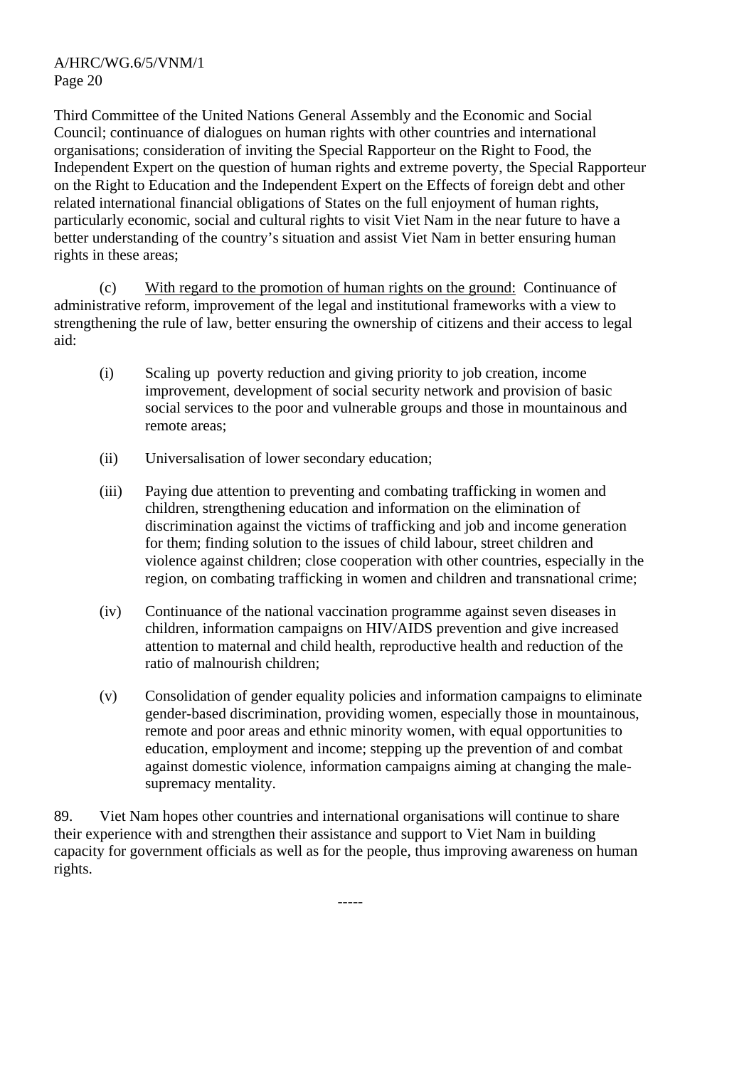Third Committee of the United Nations General Assembly and the Economic and Social Council; continuance of dialogues on human rights with other countries and international organisations; consideration of inviting the Special Rapporteur on the Right to Food, the Independent Expert on the question of human rights and extreme poverty, the Special Rapporteur on the Right to Education and the Independent Expert on the Effects of foreign debt and other related international financial obligations of States on the full enjoyment of human rights, particularly economic, social and cultural rights to visit Viet Nam in the near future to have a better understanding of the country's situation and assist Viet Nam in better ensuring human rights in these areas;

(c) With regard to the promotion of human rights on the ground: Continuance of administrative reform, improvement of the legal and institutional frameworks with a view to strengthening the rule of law, better ensuring the ownership of citizens and their access to legal aid:

(i) Scaling up poverty reduction and giving priority to job creation, income improvement, development of social security network and provision of basic social services to the poor and vulnerable groups and those in mountainous and remote areas;

(ii) Universalisation of lower secondary education;

(iii) Paying due attention to preventing and combating trafficking in women and children, strengthening education and information on the elimination of discrimination against the victims of trafficking and job and income generation for them; finding solution to the issues of child labour, street children and violence against children; close cooperation with other countries, especially in the region, on combating trafficking in women and children and transnational crime;

(iv) Continuance of the national vaccination programme against seven diseases in children, information campaigns on HIV/AIDS prevention and give increased attention to maternal and child health, reproductive health and reduction of the ratio of malnourish children;

(v) Consolidation of gender equality policies and information campaigns to eliminate gender-based discrimination, providing women, especially those in mountainous, remote and poor areas and ethnic minority women, with equal opportunities to education, employment and income; stepping up the prevention of and combat against domestic violence, information campaigns aiming at changing the male-supremacy mentality.

89. Viet Nam hopes other countries and international organisations will continue to share their experience with and strengthen their assistance and support to Viet Nam in building capacity for government officials as well as for the people, thus improving awareness on human rights.

-----